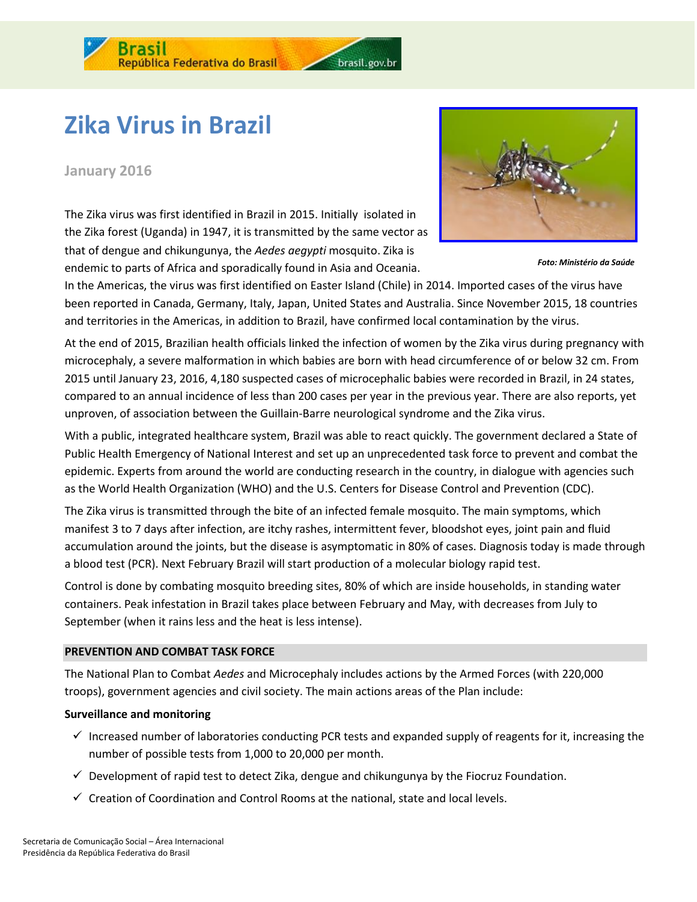# Zika Virus in Brazil

**January 2016**

The Zika virus was first identified in Brazil in 2015. Initially isolated in the Zika forest (Uganda) in 1947, it is transmitted by the same vector as that of dengue and chikungunya, the *Aedes aegypti* mosquito. Zika is endemic to parts of Africa and sporadically found in Asia and Oceania. In the Americas, the virus was first identified on Easter Island (Chile) in 2014. Imported cases of the virus have been reported in Canada, Germany, Italy, Japan, United States and Australia. Since November 2015, 18 countries and territories in the Americas, in addition to Brazil, have confirmed local contamination by the virus.

***Foto: Ministério da Saúde***

At the end of 2015, Brazilian health officials linked the infection of women by the Zika virus during pregnancy with microcephaly, a severe malformation in which babies are born with head circumference of or below 32 cm. From 2015 until January 23, 2016, 4,180 suspected cases of microcephalic babies were recorded in Brazil, in 24 states, compared to an annual incidence of less than 200 cases per year in the previous year. There are also reports, yet unproven, of association between the Guillain-Barre neurological syndrome and the Zika virus.

With a public, integrated healthcare system, Brazil was able to react quickly. The government declared a State of Public Health Emergency of National Interest and set up an unprecedented task force to prevent and combat the epidemic. Experts from around the world are conducting research in the country, in dialogue with agencies such as the World Health Organization (WHO) and the U.S. Centers for Disease Control and Prevention (CDC).

The Zika virus is transmitted through the bite of an infected female mosquito. The main symptoms, which manifest 3 to 7 days after infection, are itchy rashes, intermittent fever, bloodshot eyes, joint pain and fluid accumulation around the joints, but the disease is asymptomatic in 80% of cases. Diagnosis today is made through a blood test (PCR). Next February Brazil will start production of a molecular biology rapid test.

Control is done by combating mosquito breeding sites, 80% of which are inside households, in standing water containers. Peak infestation in Brazil takes place between February and May, with decreases from July to September (when it rains less and the heat is less intense).

## PREVENTION AND COMBAT TASK FORCE

The National Plan to Combat *Aedes* and Microcephaly includes actions by the Armed Forces (with 220,000 troops), government agencies and civil society. The main actions areas of the Plan include:

**Surveillance and monitoring**

- ✓ Increased number of laboratories conducting PCR tests and expanded supply of reagents for it, increasing the number of possible tests from 1,000 to 20,000 per month.
- ✓ Development of rapid test to detect Zika, dengue and chikungunya by the Fiocruz Foundation.
- ✓ Creation of Coordination and Control Rooms at the national, state and local levels.

Secretaria de Comunicação Social – Área Internacional
Presidência da República Federativa do Brasil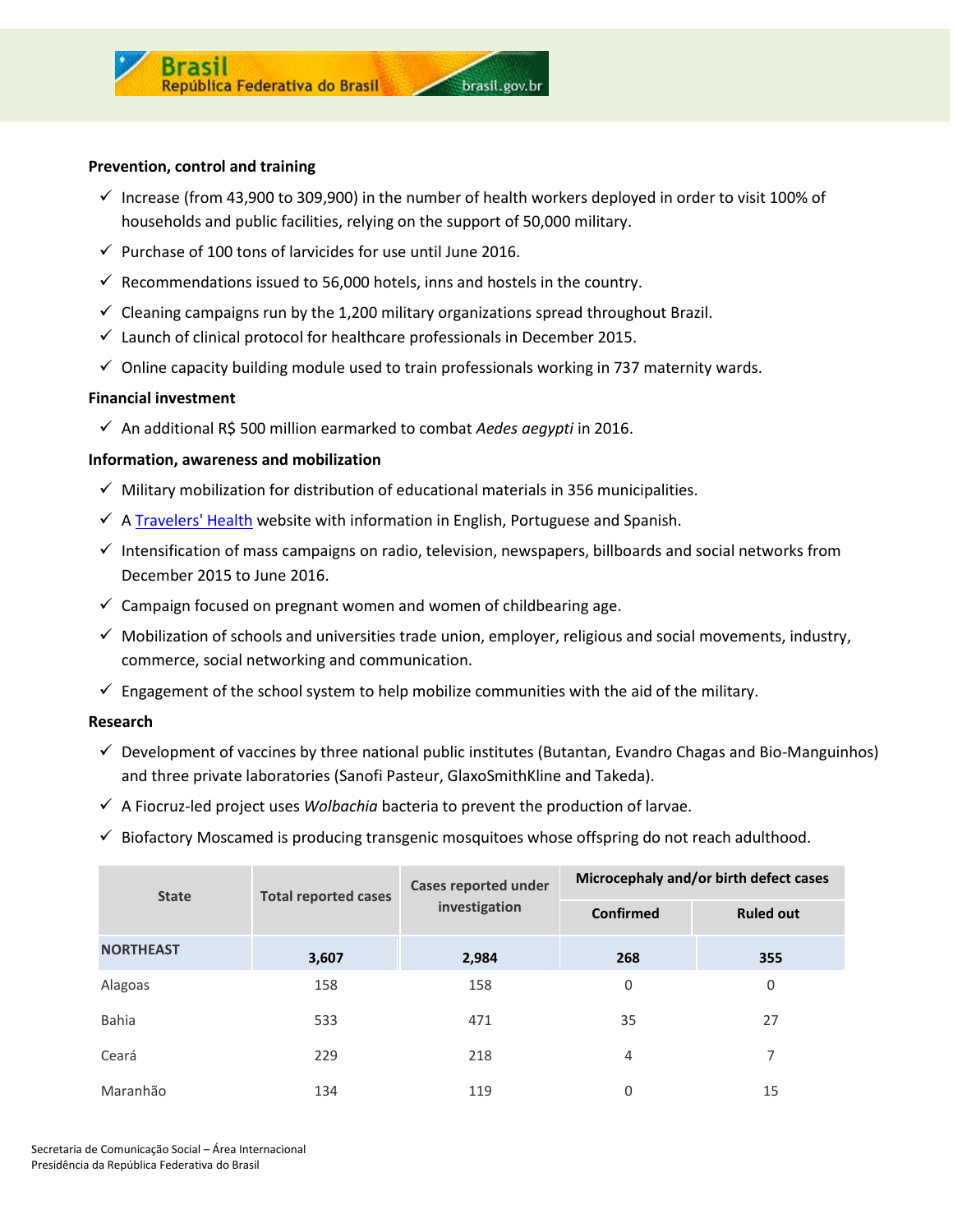**Prevention, control and training**

- ✓ Increase (from 43,900 to 309,900) in the number of health workers deployed in order to visit 100% of households and public facilities, relying on the support of 50,000 military.
- ✓ Purchase of 100 tons of larvicides for use until June 2016.
- ✓ Recommendations issued to 56,000 hotels, inns and hostels in the country.
- ✓ Cleaning campaigns run by the 1,200 military organizations spread throughout Brazil.
- ✓ Launch of clinical protocol for healthcare professionals in December 2015.
- ✓ Online capacity building module used to train professionals working in 737 maternity wards.

**Financial investment**

- ✓ An additional R$ 500 million earmarked to combat *Aedes aegypti* in 2016.

**Information, awareness and mobilization**

- ✓ Military mobilization for distribution of educational materials in 356 municipalities.
- ✓ A Travelers' Health website with information in English, Portuguese and Spanish.
- ✓ Intensification of mass campaigns on radio, television, newspapers, billboards and social networks from December 2015 to June 2016.
- ✓ Campaign focused on pregnant women and women of childbearing age.
- ✓ Mobilization of schools and universities trade union, employer, religious and social movements, industry, commerce, social networking and communication.
- ✓ Engagement of the school system to help mobilize communities with the aid of the military.

**Research**

- ✓ Development of vaccines by three national public institutes (Butantan, Evandro Chagas and Bio-Manguinhos) and three private laboratories (Sanofi Pasteur, GlaxoSmithKline and Takeda).
- ✓ A Fiocruz-led project uses *Wolbachia* bacteria to prevent the production of larvae.
- ✓ Biofactory Moscamed is producing transgenic mosquitoes whose offspring do not reach adulthood.

| State | Total reported cases | Cases reported under investigation | Microcephaly and/or birth defect cases | |
|---|---|---|---|---|
| | | | Confirmed | Ruled out |
| **NORTHEAST** | **3,607** | **2,984** | **268** | **355** |
| Alagoas | 158 | 158 | 0 | 0 |
| Bahia | 533 | 471 | 35 | 27 |
| Ceará | 229 | 218 | 4 | 7 |
| Maranhão | 134 | 119 | 0 | 15 |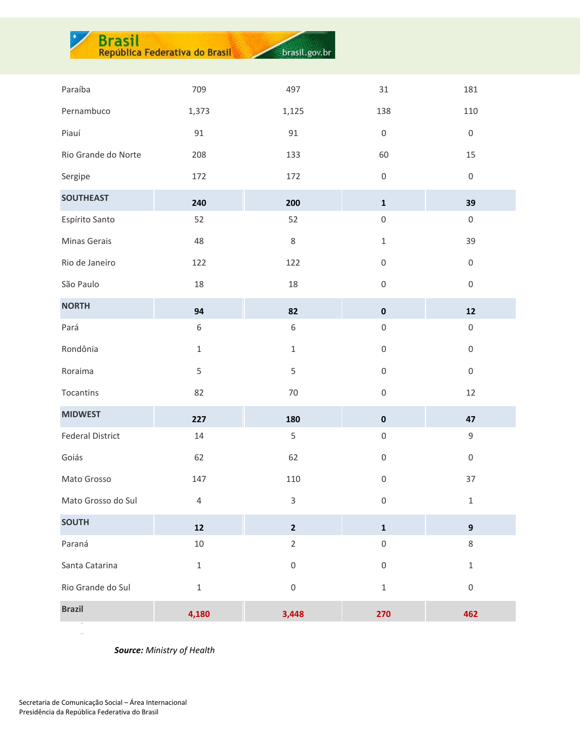| | | | | |
|---|---|---|---|---|
| Paraíba | 709 | 497 | 31 | 181 |
| Pernambuco | 1,373 | 1,125 | 138 | 110 |
| Piauí | 91 | 91 | 0 | 0 |
| Rio Grande do Norte | 208 | 133 | 60 | 15 |
| Sergipe | 172 | 172 | 0 | 0 |
| **SOUTHEAST** | **240** | **200** | **1** | **39** |
| Espírito Santo | 52 | 52 | 0 | 0 |
| Minas Gerais | 48 | 8 | 1 | 39 |
| Rio de Janeiro | 122 | 122 | 0 | 0 |
| São Paulo | 18 | 18 | 0 | 0 |
| **NORTH** | **94** | **82** | **0** | **12** |
| Pará | 6 | 6 | 0 | 0 |
| Rondônia | 1 | 1 | 0 | 0 |
| Roraima | 5 | 5 | 0 | 0 |
| Tocantins | 82 | 70 | 0 | 12 |
| **MIDWEST** | **227** | **180** | **0** | **47** |
| Federal District | 14 | 5 | 0 | 9 |
| Goiás | 62 | 62 | 0 | 0 |
| Mato Grosso | 147 | 110 | 0 | 37 |
| Mato Grosso do Sul | 4 | 3 | 0 | 1 |
| **SOUTH** | **12** | **2** | **1** | **9** |
| Paraná | 10 | 2 | 0 | 8 |
| Santa Catarina | 1 | 0 | 0 | 1 |
| Rio Grande do Sul | 1 | 0 | 1 | 0 |
| **Brazil** | **4,180** | **3,448** | **270** | **462** |

***Source:*** *Ministry of Health*

Secretaria de Comunicação Social – Área Internacional
Presidência da República Federativa do Brasil